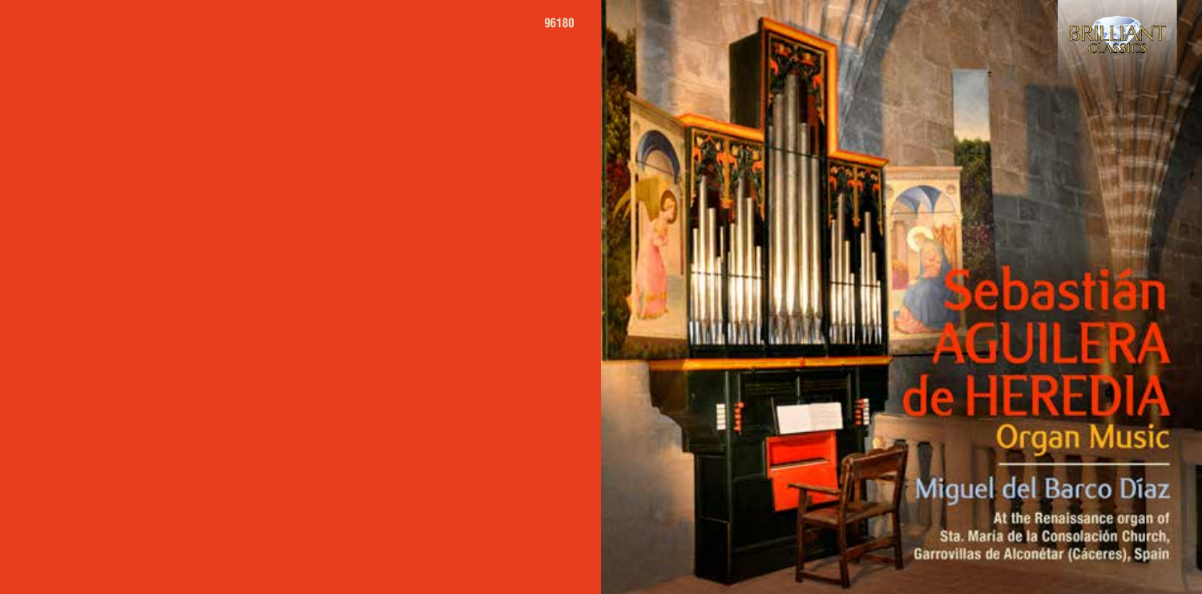96180

BRILLIANT CLASSICS

# Sebastián AGUILERA de HEREDIA

## Organ Music

### Miguel del Barco Díaz

**At the Renaissance organ of Sta. Maria de la Consolación Church, Garrovillas de Alconétar (Cáceres), Spain**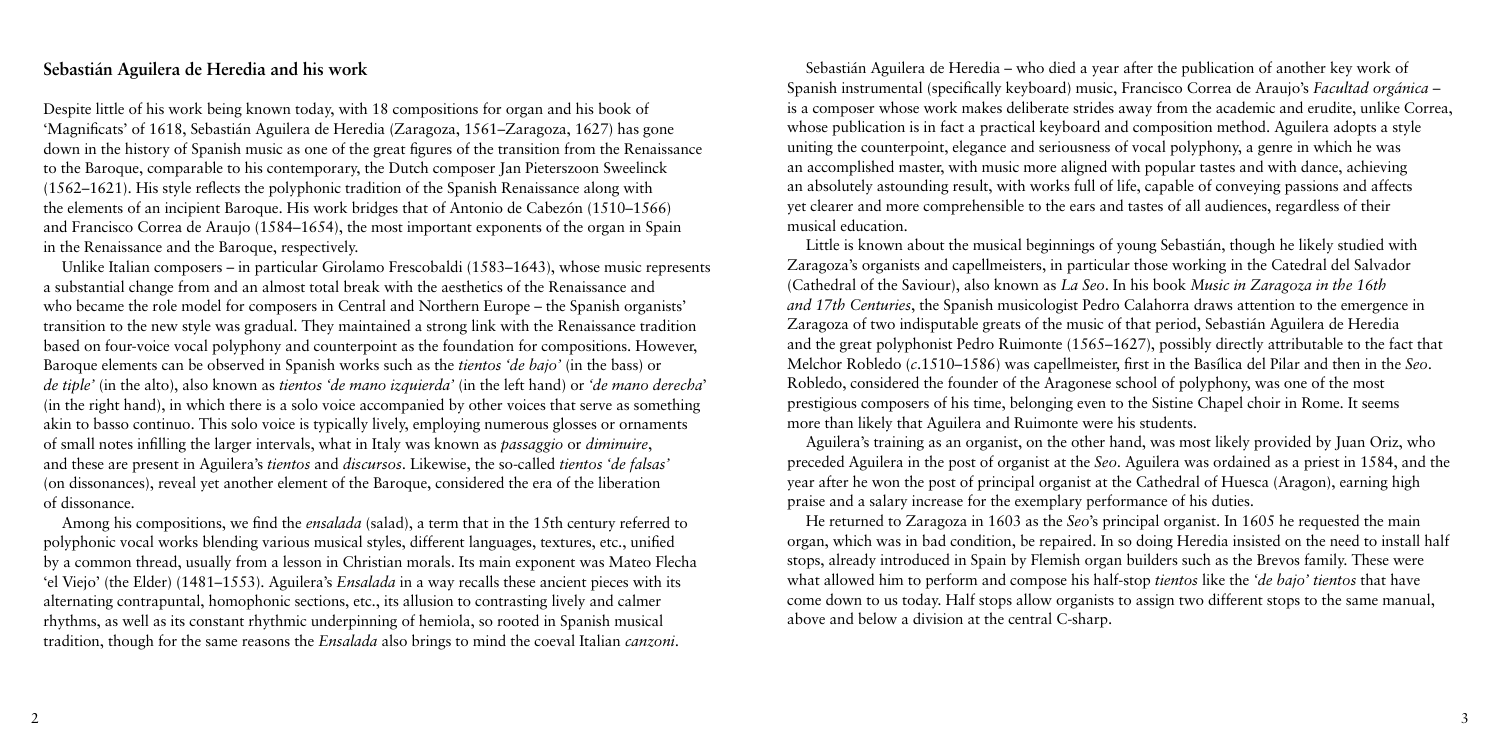## Sebastián Aguilera de Heredia and his work

Despite little of his work being known today, with 18 compositions for organ and his book of 'Magnificats' of 1618, Sebastián Aguilera de Heredia (Zaragoza, 1561–Zaragoza, 1627) has gone down in the history of Spanish music as one of the great figures of the transition from the Renaissance to the Baroque, comparable to his contemporary, the Dutch composer Jan Pieterszoon Sweelinck (1562–1621). His style reflects the polyphonic tradition of the Spanish Renaissance along with the elements of an incipient Baroque. His work bridges that of Antonio de Cabezón (1510–1566) and Francisco Correa de Araujo (1584–1654), the most important exponents of the organ in Spain in the Renaissance and the Baroque, respectively.

Unlike Italian composers – in particular Girolamo Frescobaldi (1583–1643), whose music represents a substantial change from and an almost total break with the aesthetics of the Renaissance and who became the role model for composers in Central and Northern Europe – the Spanish organists' transition to the new style was gradual. They maintained a strong link with the Renaissance tradition based on four-voice vocal polyphony and counterpoint as the foundation for compositions. However, Baroque elements can be observed in Spanish works such as the *tientos 'de bajo'* (in the bass) or *de tiple'* (in the alto), also known as *tientos 'de mano izquierda'* (in the left hand) or *'de mano derecha'* (in the right hand), in which there is a solo voice accompanied by other voices that serve as something akin to basso continuo. This solo voice is typically lively, employing numerous glosses or ornaments of small notes infilling the larger intervals, what in Italy was known as *passaggio* or *diminuire*, and these are present in Aguilera's *tientos* and *discursos*. Likewise, the so-called *tientos 'de falsas'* (on dissonances), reveal yet another element of the Baroque, considered the era of the liberation of dissonance.

Among his compositions, we find the *ensalada* (salad), a term that in the 15th century referred to polyphonic vocal works blending various musical styles, different languages, textures, etc., unified by a common thread, usually from a lesson in Christian morals. Its main exponent was Mateo Flecha 'el Viejo' (the Elder) (1481–1553). Aguilera's *Ensalada* in a way recalls these ancient pieces with its alternating contrapuntal, homophonic sections, etc., its allusion to contrasting lively and calmer rhythms, as well as its constant rhythmic underpinning of hemiola, so rooted in Spanish musical tradition, though for the same reasons the *Ensalada* also brings to mind the coeval Italian *canzoni*.

Sebastián Aguilera de Heredia – who died a year after the publication of another key work of Spanish instrumental (specifically keyboard) music, Francisco Correa de Araujo's *Facultad orgánica* – is a composer whose work makes deliberate strides away from the academic and erudite, unlike Correa, whose publication is in fact a practical keyboard and composition method. Aguilera adopts a style uniting the counterpoint, elegance and seriousness of vocal polyphony, a genre in which he was an accomplished master, with music more aligned with popular tastes and with dance, achieving an absolutely astounding result, with works full of life, capable of conveying passions and affects yet clearer and more comprehensible to the ears and tastes of all audiences, regardless of their musical education.

Little is known about the musical beginnings of young Sebastián, though he likely studied with Zaragoza's organists and capellmeisters, in particular those working in the Catedral del Salvador (Cathedral of the Saviour), also known as *La Seo*. In his book *Music in Zaragoza in the 16th and 17th Centuries*, the Spanish musicologist Pedro Calahorra draws attention to the emergence in Zaragoza of two indisputable greats of the music of that period, Sebastián Aguilera de Heredia and the great polyphonist Pedro Ruimonte (1565–1627), possibly directly attributable to the fact that Melchor Robledo (*c*.1510–1586) was capellmeister, first in the Basílica del Pilar and then in the *Seo*. Robledo, considered the founder of the Aragonese school of polyphony, was one of the most prestigious composers of his time, belonging even to the Sistine Chapel choir in Rome. It seems more than likely that Aguilera and Ruimonte were his students.

Aguilera's training as an organist, on the other hand, was most likely provided by Juan Oriz, who preceded Aguilera in the post of organist at the *Seo*. Aguilera was ordained as a priest in 1584, and the year after he won the post of principal organist at the Cathedral of Huesca (Aragon), earning high praise and a salary increase for the exemplary performance of his duties.

He returned to Zaragoza in 1603 as the *Seo*'s principal organist. In 1605 he requested the main organ, which was in bad condition, be repaired. In so doing Heredia insisted on the need to install half stops, already introduced in Spain by Flemish organ builders such as the Brevos family. These were what allowed him to perform and compose his half-stop *tientos* like the *'de bajo' tientos* that have come down to us today. Half stops allow organists to assign two different stops to the same manual, above and below a division at the central C-sharp.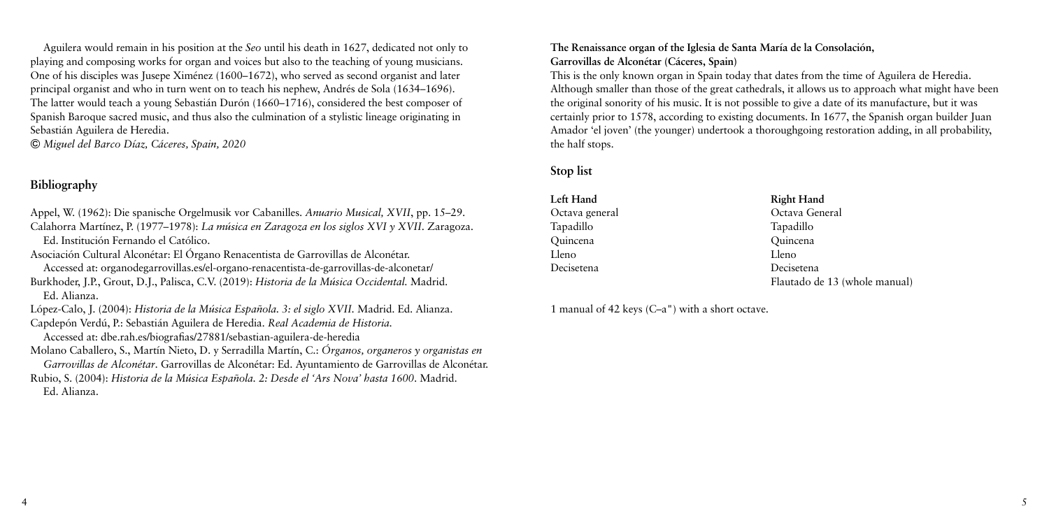Aguilera would remain in his position at the *Seo* until his death in 1627, dedicated not only to playing and composing works for organ and voices but also to the teaching of young musicians. One of his disciples was Jusepe Ximénez (1600–1672), who served as second organist and later principal organist and who in turn went on to teach his nephew, Andrés de Sola (1634–1696). The latter would teach a young Sebastián Durón (1660–1716), considered the best composer of Spanish Baroque sacred music, and thus also the culmination of a stylistic lineage originating in Sebastián Aguilera de Heredia.

*© Miguel del Barco Díaz, Cáceres, Spain, 2020*

## Bibliography

Appel, W. (1962): Die spanische Orgelmusik vor Cabanilles. *Anuario Musical, XVII*, pp. 15–29.

Calahorra Martínez, P. (1977–1978): *La música en Zaragoza en los siglos XVI y XVII*. Zaragoza. Ed. Institución Fernando el Católico.

Asociación Cultural Alconétar: El Órgano Renacentista de Garrovillas de Alconétar. Accessed at: organodegarrovillas.es/el-organo-renacentista-de-garrovillas-de-alconetar/

Burkhoder, J.P., Grout, D.J., Palisca, C.V. (2019): *Historia de la Música Occidental.* Madrid. Ed. Alianza.

López-Calo, J. (2004): *Historia de la Música Española. 3: el siglo XVII.* Madrid. Ed. Alianza.

Capdepón Verdú, P.: Sebastián Aguilera de Heredia. *Real Academia de Historia.* Accessed at: dbe.rah.es/biografias/27881/sebastian-aguilera-de-heredia

Molano Caballero, S., Martín Nieto, D. y Serradilla Martín, C.: *Órganos, organeros y organistas en Garrovillas de Alconétar*. Garrovillas de Alconétar: Ed. Ayuntamiento de Garrovillas de Alconétar.

Rubio, S. (2004): *Historia de la Música Española. 2: Desde el 'Ars Nova' hasta 1600*. Madrid. Ed. Alianza.

**The Renaissance organ of the Iglesia de Santa María de la Consolación, Garrovillas de Alconétar (Cáceres, Spain)**

This is the only known organ in Spain today that dates from the time of Aguilera de Heredia. Although smaller than those of the great cathedrals, it allows us to approach what might have been the original sonority of his music. It is not possible to give a date of its manufacture, but it was certainly prior to 1578, according to existing documents. In 1677, the Spanish organ builder Juan Amador 'el joven' (the younger) undertook a thoroughgoing restoration adding, in all probability, the half stops.

## Stop list

| Left Hand | Right Hand |
| --- | --- |
| Octava general | Octava General |
| Tapadillo | Tapadillo |
| Quincena | Quincena |
| Lleno | Lleno |
| Decisetena | Decisetena |
| | Flautado de 13 (whole manual) |

1 manual of 42 keys (C–a") with a short octave.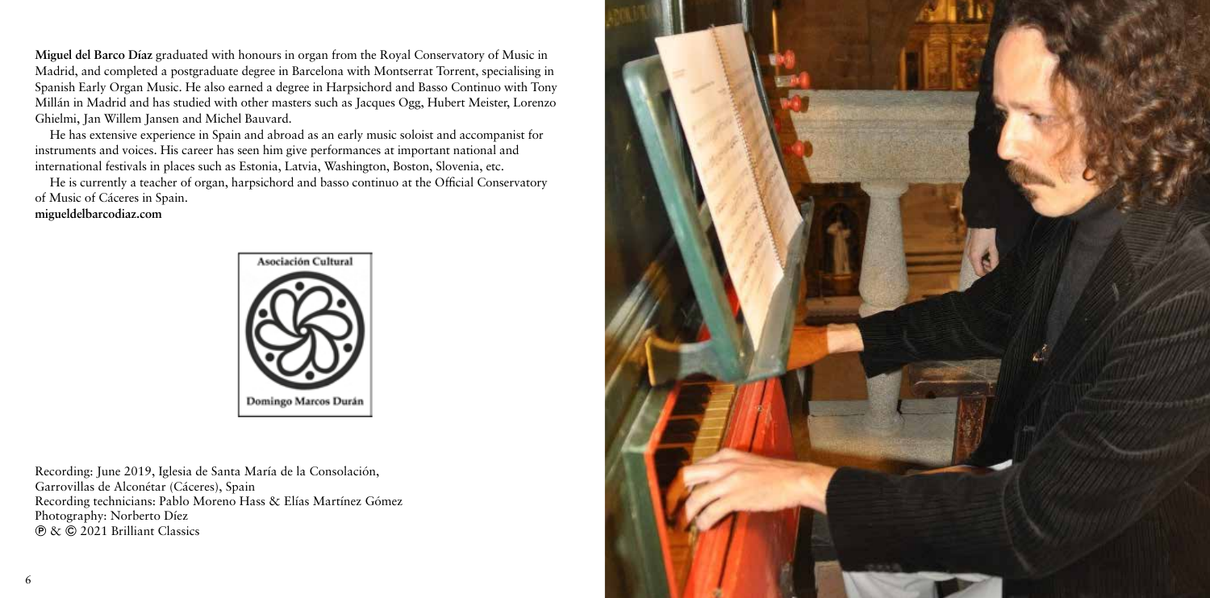**Miguel del Barco Díaz** graduated with honours in organ from the Royal Conservatory of Music in Madrid, and completed a postgraduate degree in Barcelona with Montserrat Torrent, specialising in Spanish Early Organ Music. He also earned a degree in Harpsichord and Basso Continuo with Tony Millán in Madrid and has studied with other masters such as Jacques Ogg, Hubert Meister, Lorenzo Ghielmi, Jan Willem Jansen and Michel Bauvard.

He has extensive experience in Spain and abroad as an early music soloist and accompanist for instruments and voices. His career has seen him give performances at important national and international festivals in places such as Estonia, Latvia, Washington, Boston, Slovenia, etc.

He is currently a teacher of organ, harpsichord and basso continuo at the Official Conservatory of Music of Cáceres in Spain.

**migueldelbarcodiaz.com**

Asociación Cultural

Domingo Marcos Durán

Recording: June 2019, Iglesia de Santa María de la Consolación, Garrovillas de Alconétar (Cáceres), Spain
Recording technicians: Pablo Moreno Hass & Elías Martínez Gómez
Photography: Norberto Díez
℗ & © 2021 Brilliant Classics